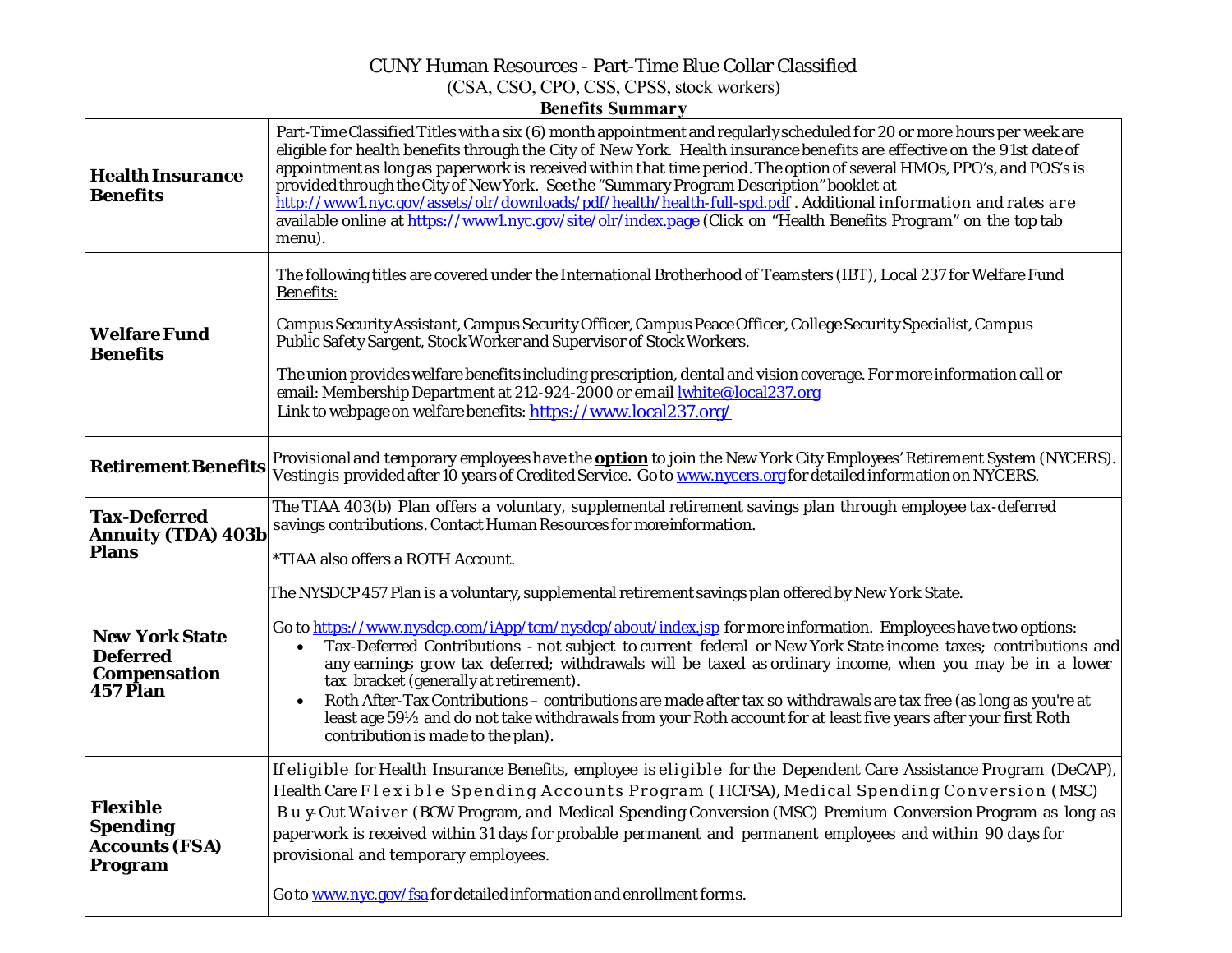# CUNY Human Resources - Part-Time Blue Collar Classified

(CSA, CSO, CPO, CSS, CPSS, stock workers)

**Benefits Summary**

| | |
|---|---|
| **Health Insurance Benefits** | Part-Time Classified Titles with a six (6) month appointment and regularly scheduled for 20 or more hours per week are eligible for health benefits through the City of New York. Health insurance benefits are effective on the 91st date of appointment as long as paperwork is received within that time period. The option of several HMOs, PPO's, and POS's is provided through the City of New York. See the "Summary Program Description" booklet at http://www1.nyc.gov/assets/olr/downloads/pdf/health/health-full-spd.pdf . Additional information and rates are available online at https://www1.nyc.gov/site/olr/index.page (Click on "Health Benefits Program" on the top tab menu). |
| **Welfare Fund Benefits** | <u>The following titles are covered under the International Brotherhood of Teamsters (IBT), Local 237 for Welfare Fund Benefits:</u><br><br>Campus Security Assistant, Campus Security Officer, Campus Peace Officer, College Security Specialist, Campus Public Safety Sargent, Stock Worker and Supervisor of Stock Workers.<br><br>The union provides welfare benefits including prescription, dental and vision coverage. For more information call or email: Membership Department at 212-924-2000 or email lwhite@local237.org<br>Link to webpage on welfare benefits: https://www.local237.org/ |
| **Retirement Benefits** | Provisional and temporary employees have the **<u>option</u>** to join the New York City Employees' Retirement System (NYCERS). Vesting is provided after 10 years of Credited Service. Go to www.nycers.org for detailed information on NYCERS. |
| **Tax-Deferred Annuity (TDA) 403b Plans** | The TIAA 403(b) Plan offers a voluntary, supplemental retirement savings plan through employee tax-deferred savings contributions. Contact Human Resources for more information.<br><br>*TIAA also offers a ROTH Account. |
| **New York State Deferred Compensation 457 Plan** | The NYSDCP 457 Plan is a voluntary, supplemental retirement savings plan offered by New York State.<br><br>Go to https://www.nysdcp.com/iApp/tcm/nysdcp/about/index.jsp for more information. Employees have two options:<br>• Tax-Deferred Contributions - not subject to current federal or New York State income taxes; contributions and any earnings grow tax deferred; withdrawals will be taxed as ordinary income, when you may be in a lower tax bracket (generally at retirement).<br>• Roth After-Tax Contributions – contributions are made after tax so withdrawals are tax free (as long as you're at least age 59½ and do not take withdrawals from your Roth account for at least five years after your first Roth contribution is made to the plan). |
| **Flexible Spending Accounts (FSA) Program** | If eligible for Health Insurance Benefits, employee is eligible for the Dependent Care Assistance Program (DeCAP), Health Care Flexible Spending Accounts Program ( HCFSA), Medical Spending Conversion (MSC) Buy-Out Waiver (BOW Program, and Medical Spending Conversion (MSC) Premium Conversion Program as long as paperwork is received within 31 days for probable permanent and permanent employees and within 90 days for provisional and temporary employees.<br><br>Go to www.nyc.gov/fsa for detailed information and enrollment forms. |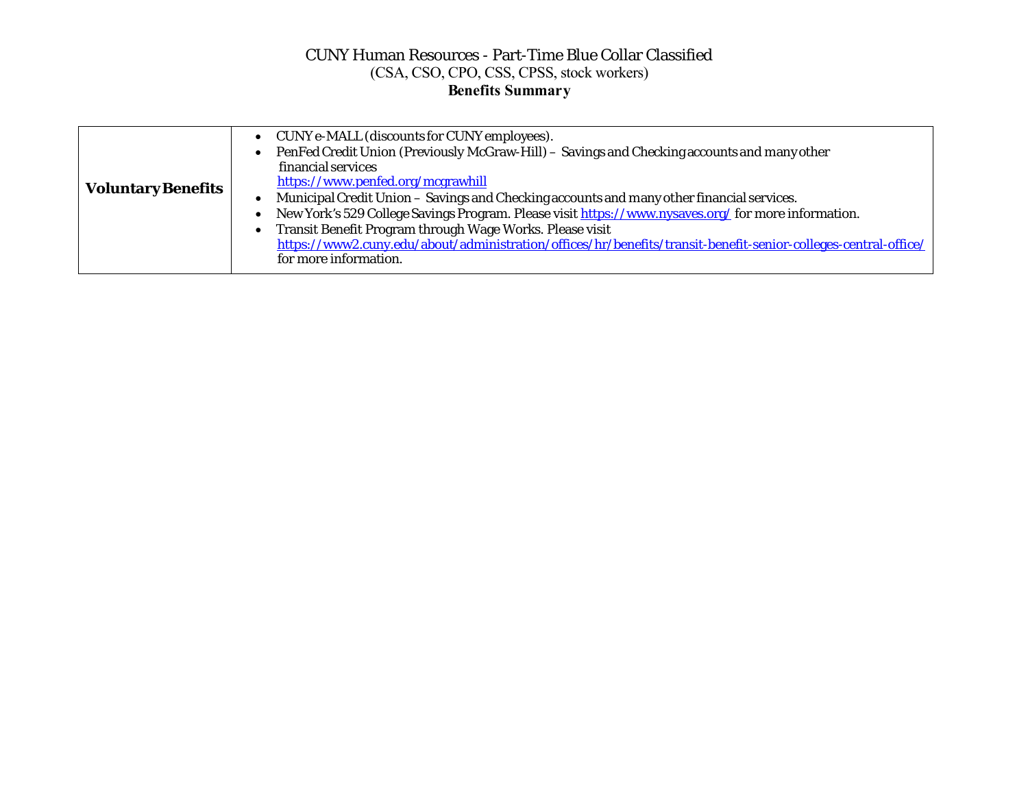# CUNY Human Resources - Part-Time Blue Collar Classified

(CSA, CSO, CPO, CSS, CPSS, stock workers)

**Benefits Summary**

| | |
|---|---|
| **Voluntary Benefits** | • CUNY e-MALL (discounts for CUNY employees).<br>• PenFed Credit Union (Previously McGraw-Hill) – Savings and Checking accounts and many other financial services https://www.penfed.org/mcgrawhill<br>• Municipal Credit Union – Savings and Checking accounts and many other financial services.<br>• New York's 529 College Savings Program. Please visit https://www.nysaves.org/ for more information.<br>• Transit Benefit Program through Wage Works. Please visit https://www2.cuny.edu/about/administration/offices/hr/benefits/transit-benefit-senior-colleges-central-office/ for more information. |